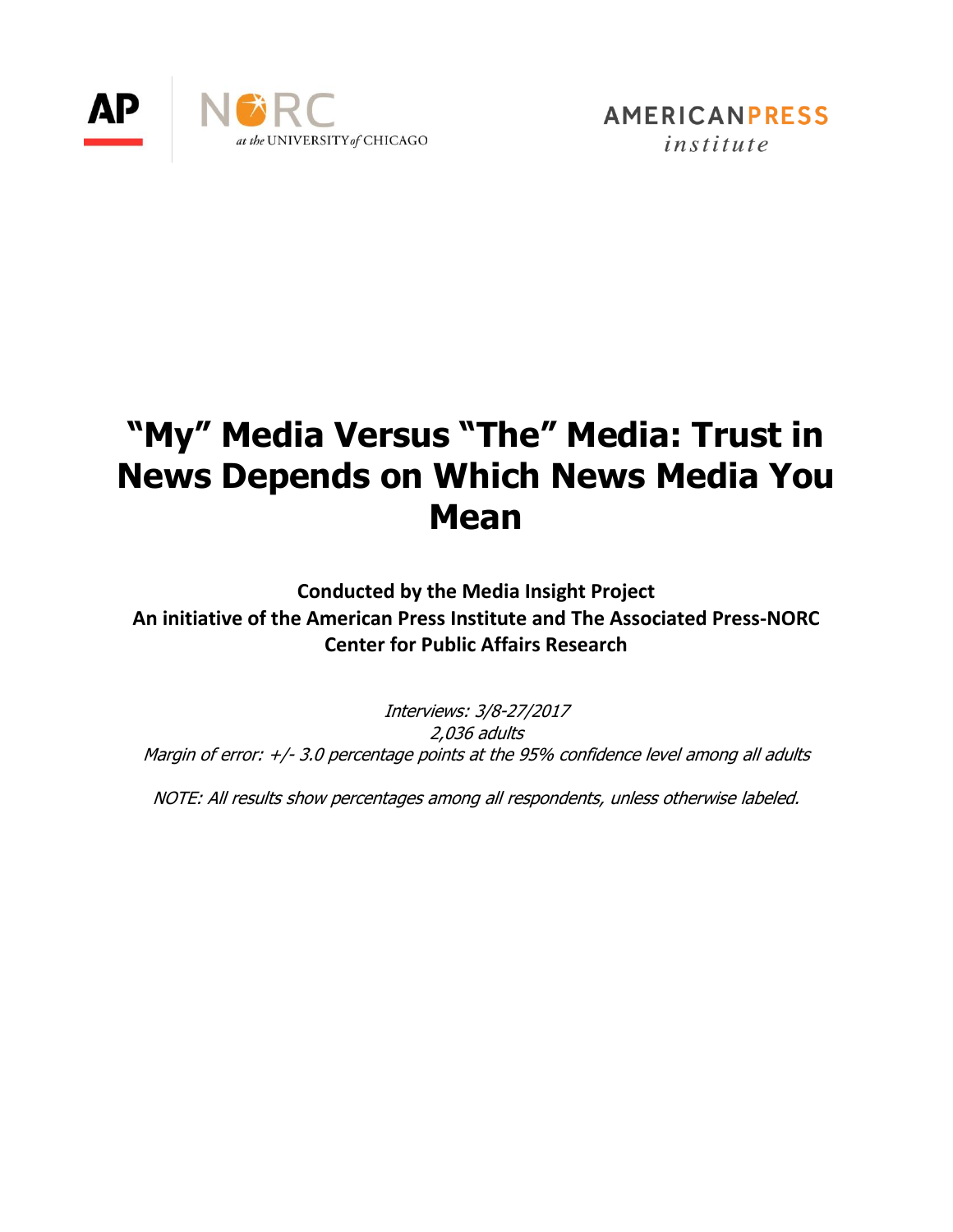# "My" Media Versus "The" Media: Trust in News Depends on Which News Media You Mean

**Conducted by the Media Insight Project**
**An initiative of the American Press Institute and The Associated Press-NORC Center for Public Affairs Research**

*Interviews: 3/8-27/2017*
*2,036 adults*
*Margin of error: +/- 3.0 percentage points at the 95% confidence level among all adults*

*NOTE: All results show percentages among all respondents, unless otherwise labeled.*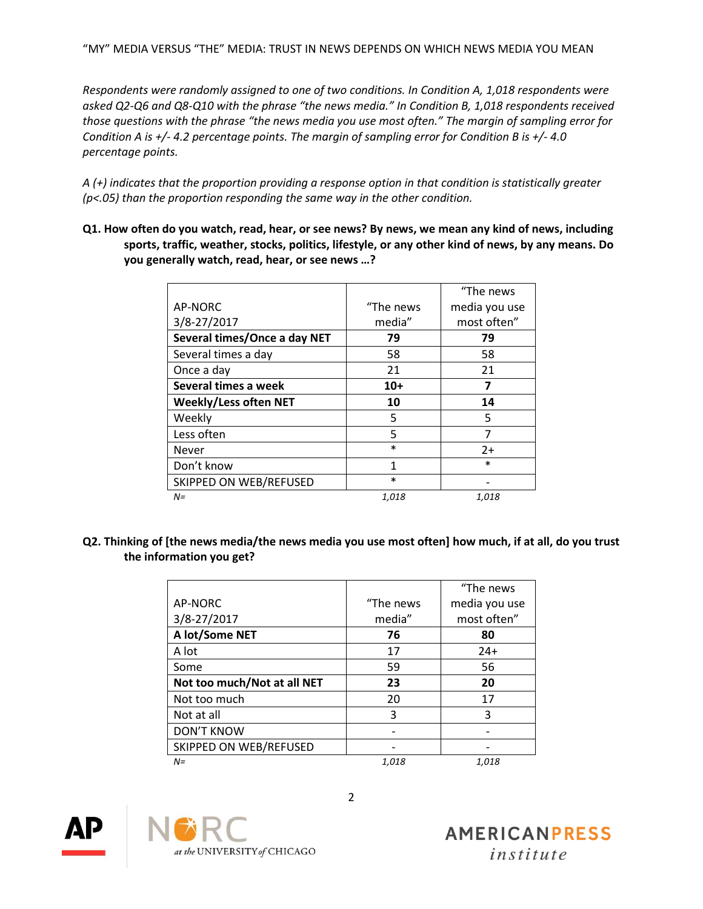*Respondents were randomly assigned to one of two conditions. In Condition A, 1,018 respondents were asked Q2-Q6 and Q8-Q10 with the phrase "the news media." In Condition B, 1,018 respondents received those questions with the phrase "the news media you use most often." The margin of sampling error for Condition A is +/- 4.2 percentage points. The margin of sampling error for Condition B is +/- 4.0 percentage points.*

*A (+) indicates that the proportion providing a response option in that condition is statistically greater (p<.05) than the proportion responding the same way in the other condition.*

**Q1. How often do you watch, read, hear, or see news? By news, we mean any kind of news, including sports, traffic, weather, stocks, politics, lifestyle, or any other kind of news, by any means. Do you generally watch, read, hear, or see news …?**

| AP-NORC 3/8-27/2017 | "The news media" | "The news media you use most often" |
|---|---|---|
| **Several times/Once a day NET** | **79** | **79** |
| Several times a day | 58 | 58 |
| Once a day | 21 | 21 |
| **Several times a week** | **10+** | **7** |
| **Weekly/Less often NET** | **10** | **14** |
| Weekly | 5 | 5 |
| Less often | 5 | 7 |
| Never | * | 2+ |
| Don't know | 1 | * |
| SKIPPED ON WEB/REFUSED | * | - |
| *N=* | *1,018* | *1,018* |

**Q2. Thinking of [the news media/the news media you use most often] how much, if at all, do you trust the information you get?**

| AP-NORC 3/8-27/2017 | "The news media" | "The news media you use most often" |
|---|---|---|
| **A lot/Some NET** | **76** | **80** |
| A lot | 17 | 24+ |
| Some | 59 | 56 |
| **Not too much/Not at all NET** | **23** | **20** |
| Not too much | 20 | 17 |
| Not at all | 3 | 3 |
| DON'T KNOW | - | - |
| SKIPPED ON WEB/REFUSED | - | - |
| *N=* | *1,018* | *1,018* |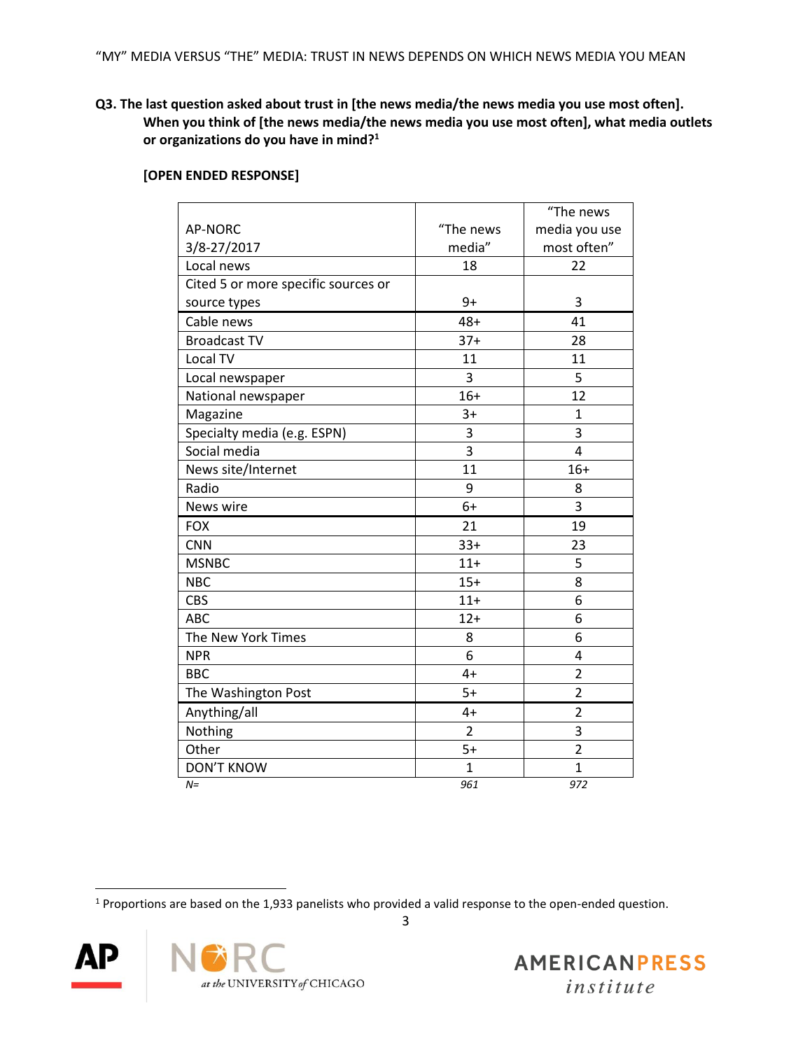**Q3. The last question asked about trust in [the news media/the news media you use most often]. When you think of [the news media/the news media you use most often], what media outlets or organizations do you have in mind?[1]**

**[OPEN ENDED RESPONSE]**

| AP-NORC 3/8-27/2017 | "The news media" | "The news media you use most often" |
|---|---|---|
| Local news | 18 | 22 |
| Cited 5 or more specific sources or source types | 9+ | 3 |
| Cable news | 48+ | 41 |
| Broadcast TV | 37+ | 28 |
| Local TV | 11 | 11 |
| Local newspaper | 3 | 5 |
| National newspaper | 16+ | 12 |
| Magazine | 3+ | 1 |
| Specialty media (e.g. ESPN) | 3 | 3 |
| Social media | 3 | 4 |
| News site/Internet | 11 | 16+ |
| Radio | 9 | 8 |
| News wire | 6+ | 3 |
| FOX | 21 | 19 |
| CNN | 33+ | 23 |
| MSNBC | 11+ | 5 |
| NBC | 15+ | 8 |
| CBS | 11+ | 6 |
| ABC | 12+ | 6 |
| The New York Times | 8 | 6 |
| NPR | 6 | 4 |
| BBC | 4+ | 2 |
| The Washington Post | 5+ | 2 |
| Anything/all | 4+ | 2 |
| Nothing | 2 | 3 |
| Other | 5+ | 2 |
| DON'T KNOW | 1 | 1 |
| *N=* | *961* | *972* |

[1] Proportions are based on the 1,933 panelists who provided a valid response to the open-ended question.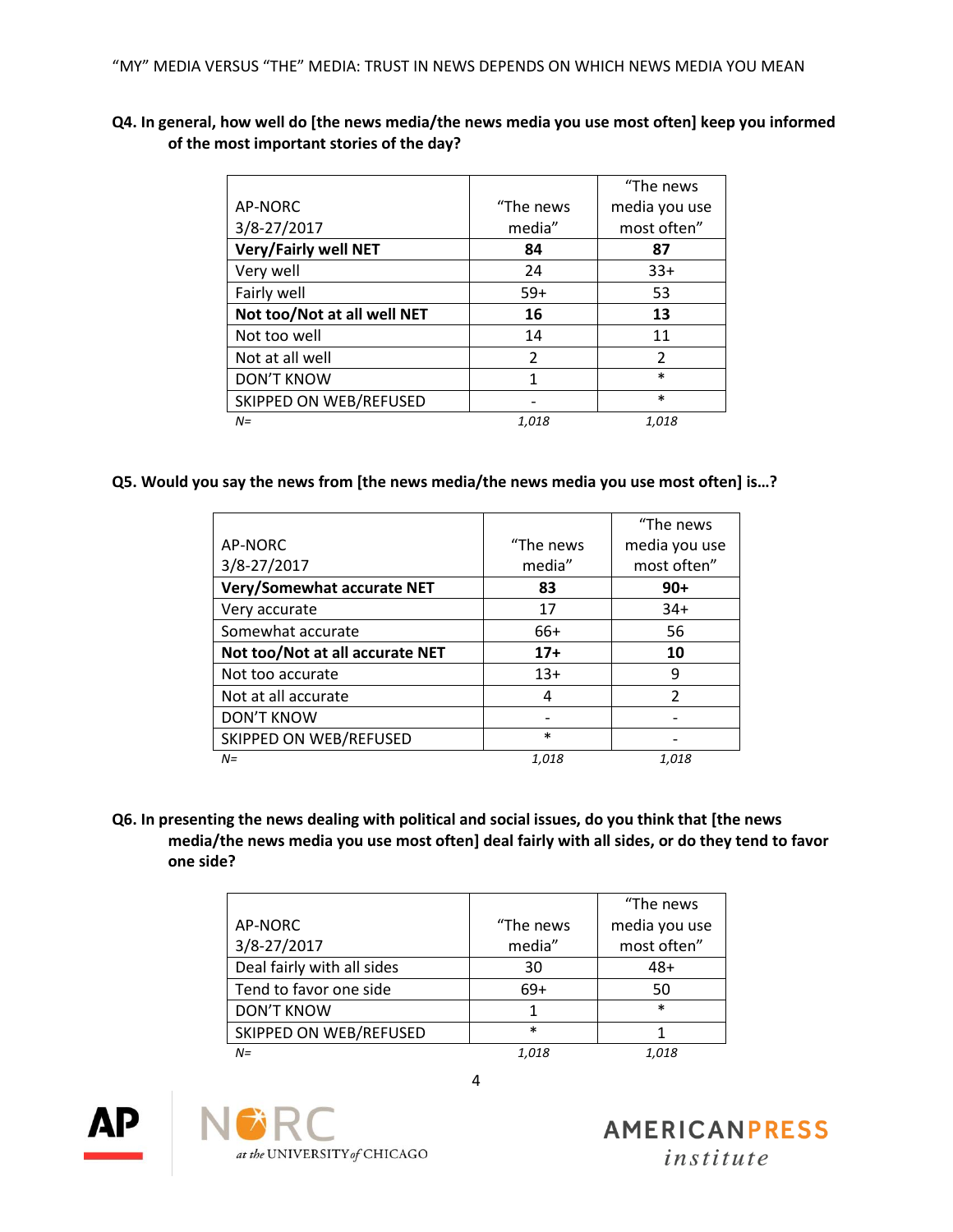**Q4. In general, how well do [the news media/the news media you use most often] keep you informed of the most important stories of the day?**

| AP-NORC 3/8-27/2017 | "The news media" | "The news media you use most often" |
|---|---|---|
| **Very/Fairly well NET** | **84** | **87** |
| Very well | 24 | 33+ |
| Fairly well | 59+ | 53 |
| **Not too/Not at all well NET** | **16** | **13** |
| Not too well | 14 | 11 |
| Not at all well | 2 | 2 |
| DON'T KNOW | 1 | * |
| SKIPPED ON WEB/REFUSED | - | * |
| *N=* | *1,018* | *1,018* |

**Q5. Would you say the news from [the news media/the news media you use most often] is…?**

| AP-NORC 3/8-27/2017 | "The news media" | "The news media you use most often" |
|---|---|---|
| **Very/Somewhat accurate NET** | **83** | **90+** |
| Very accurate | 17 | 34+ |
| Somewhat accurate | 66+ | 56 |
| **Not too/Not at all accurate NET** | **17+** | **10** |
| Not too accurate | 13+ | 9 |
| Not at all accurate | 4 | 2 |
| DON'T KNOW | - | - |
| SKIPPED ON WEB/REFUSED | * | - |
| *N=* | *1,018* | *1,018* |

**Q6. In presenting the news dealing with political and social issues, do you think that [the news media/the news media you use most often] deal fairly with all sides, or do they tend to favor one side?**

| AP-NORC 3/8-27/2017 | "The news media" | "The news media you use most often" |
|---|---|---|
| Deal fairly with all sides | 30 | 48+ |
| Tend to favor one side | 69+ | 50 |
| DON'T KNOW | 1 | * |
| SKIPPED ON WEB/REFUSED | * | 1 |
| *N=* | *1,018* | *1,018* |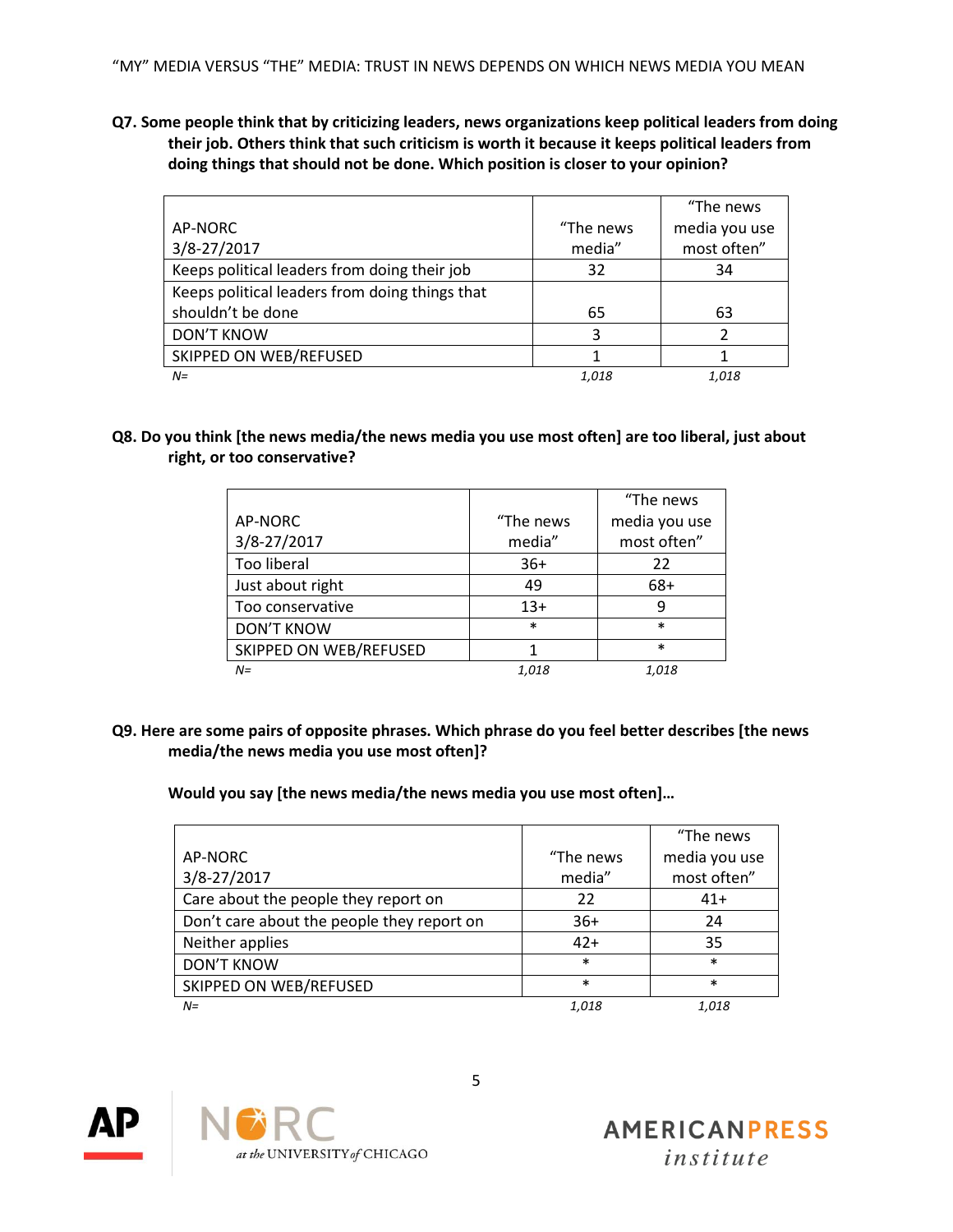**Q7. Some people think that by criticizing leaders, news organizations keep political leaders from doing their job. Others think that such criticism is worth it because it keeps political leaders from doing things that should not be done. Which position is closer to your opinion?**

| AP-NORC 3/8-27/2017 | "The news media" | "The news media you use most often" |
|---|---|---|
| Keeps political leaders from doing their job | 32 | 34 |
| Keeps political leaders from doing things that shouldn't be done | 65 | 63 |
| DON'T KNOW | 3 | 2 |
| SKIPPED ON WEB/REFUSED | 1 | 1 |
| *N=* | *1,018* | *1,018* |

**Q8. Do you think [the news media/the news media you use most often] are too liberal, just about right, or too conservative?**

| AP-NORC 3/8-27/2017 | "The news media" | "The news media you use most often" |
|---|---|---|
| Too liberal | 36+ | 22 |
| Just about right | 49 | 68+ |
| Too conservative | 13+ | 9 |
| DON'T KNOW | * | * |
| SKIPPED ON WEB/REFUSED | 1 | * |
| *N=* | *1,018* | *1,018* |

**Q9. Here are some pairs of opposite phrases. Which phrase do you feel better describes [the news media/the news media you use most often]?**

**Would you say [the news media/the news media you use most often]…**

| AP-NORC 3/8-27/2017 | "The news media" | "The news media you use most often" |
|---|---|---|
| Care about the people they report on | 22 | 41+ |
| Don't care about the people they report on | 36+ | 24 |
| Neither applies | 42+ | 35 |
| DON'T KNOW | * | * |
| SKIPPED ON WEB/REFUSED | * | * |
| *N=* | *1,018* | *1,018* |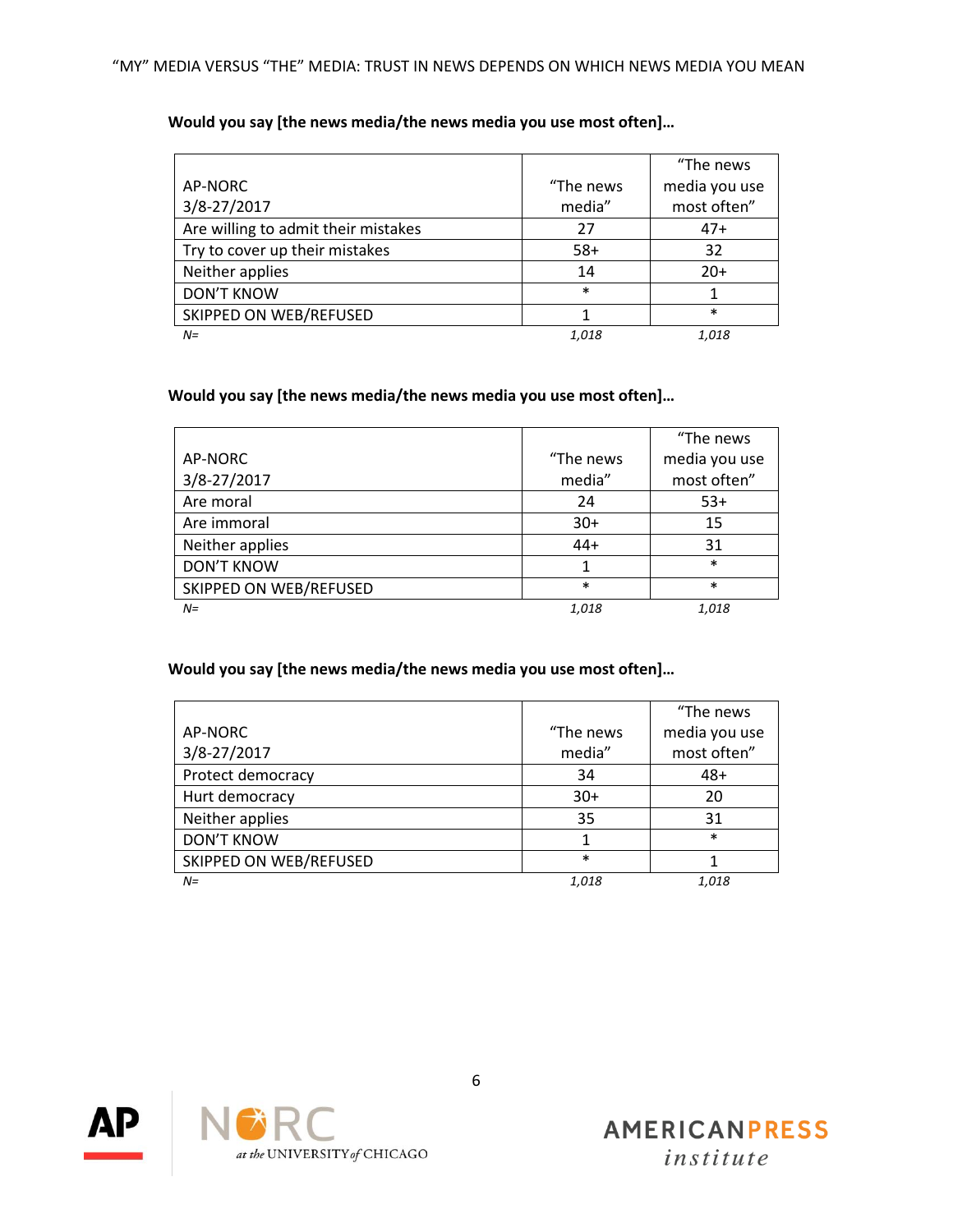**Would you say [the news media/the news media you use most often]…**

| AP-NORC 3/8-27/2017 | "The news media" | "The news media you use most often" |
|---|---|---|
| Are willing to admit their mistakes | 27 | 47+ |
| Try to cover up their mistakes | 58+ | 32 |
| Neither applies | 14 | 20+ |
| DON'T KNOW | * | 1 |
| SKIPPED ON WEB/REFUSED | 1 | * |
| *N=* | *1,018* | *1,018* |

**Would you say [the news media/the news media you use most often]…**

| AP-NORC 3/8-27/2017 | "The news media" | "The news media you use most often" |
|---|---|---|
| Are moral | 24 | 53+ |
| Are immoral | 30+ | 15 |
| Neither applies | 44+ | 31 |
| DON'T KNOW | 1 | * |
| SKIPPED ON WEB/REFUSED | * | * |
| *N=* | *1,018* | *1,018* |

**Would you say [the news media/the news media you use most often]…**

| AP-NORC 3/8-27/2017 | "The news media" | "The news media you use most often" |
|---|---|---|
| Protect democracy | 34 | 48+ |
| Hurt democracy | 30+ | 20 |
| Neither applies | 35 | 31 |
| DON'T KNOW | 1 | * |
| SKIPPED ON WEB/REFUSED | * | 1 |
| *N=* | *1,018* | *1,018* |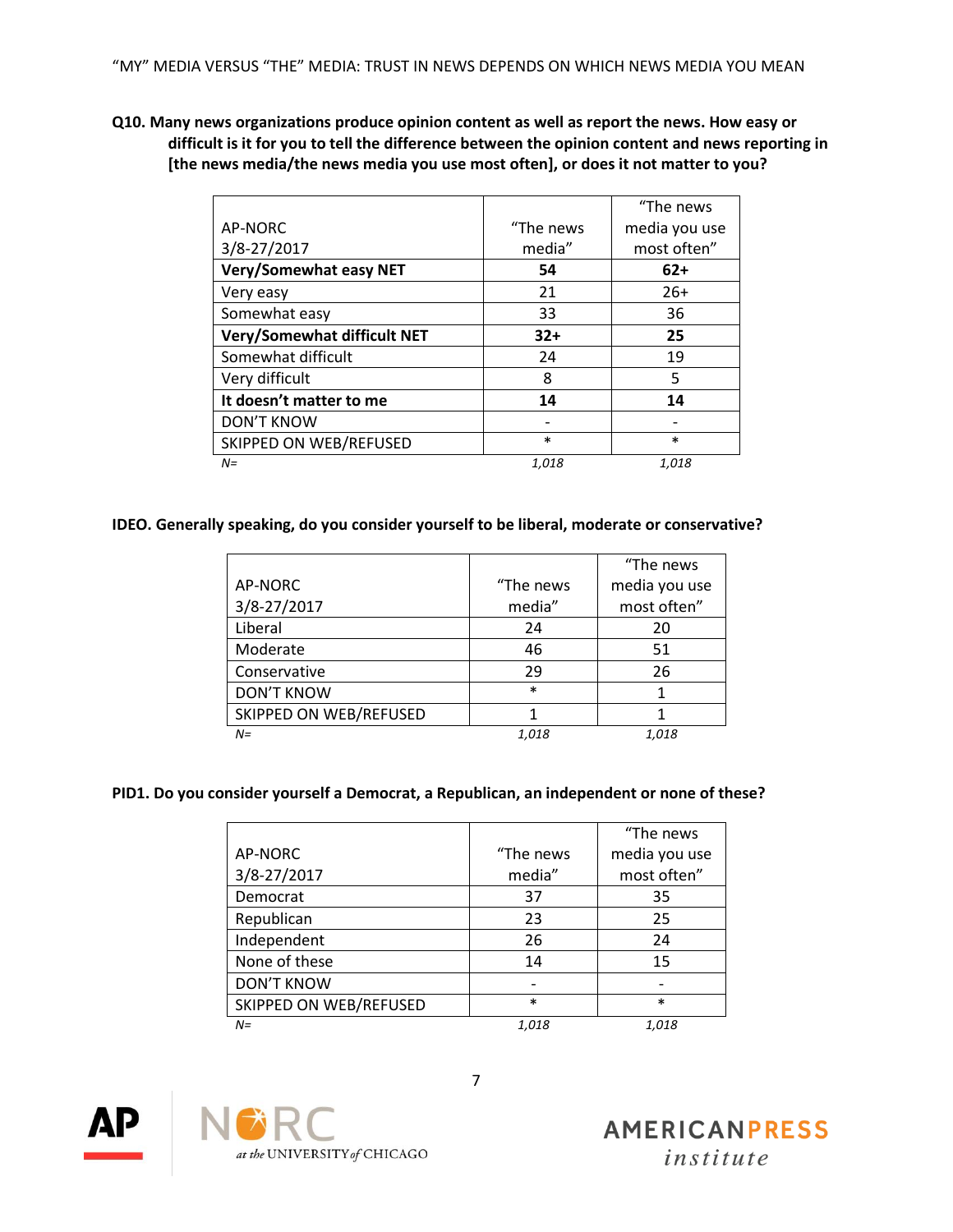**Q10. Many news organizations produce opinion content as well as report the news. How easy or difficult is it for you to tell the difference between the opinion content and news reporting in [the news media/the news media you use most often], or does it not matter to you?**

| AP-NORC 3/8-27/2017 | "The news media" | "The news media you use most often" |
|---|---|---|
| **Very/Somewhat easy NET** | **54** | **62+** |
| Very easy | 21 | 26+ |
| Somewhat easy | 33 | 36 |
| **Very/Somewhat difficult NET** | **32+** | **25** |
| Somewhat difficult | 24 | 19 |
| Very difficult | 8 | 5 |
| **It doesn't matter to me** | **14** | **14** |
| DON'T KNOW | - | - |
| SKIPPED ON WEB/REFUSED | * | * |
| *N=* | *1,018* | *1,018* |

**IDEO. Generally speaking, do you consider yourself to be liberal, moderate or conservative?**

| AP-NORC 3/8-27/2017 | "The news media" | "The news media you use most often" |
|---|---|---|
| Liberal | 24 | 20 |
| Moderate | 46 | 51 |
| Conservative | 29 | 26 |
| DON'T KNOW | * | 1 |
| SKIPPED ON WEB/REFUSED | 1 | 1 |
| *N=* | *1,018* | *1,018* |

**PID1. Do you consider yourself a Democrat, a Republican, an independent or none of these?**

| AP-NORC 3/8-27/2017 | "The news media" | "The news media you use most often" |
|---|---|---|
| Democrat | 37 | 35 |
| Republican | 23 | 25 |
| Independent | 26 | 24 |
| None of these | 14 | 15 |
| DON'T KNOW | - | - |
| SKIPPED ON WEB/REFUSED | * | * |
| *N=* | *1,018* | *1,018* |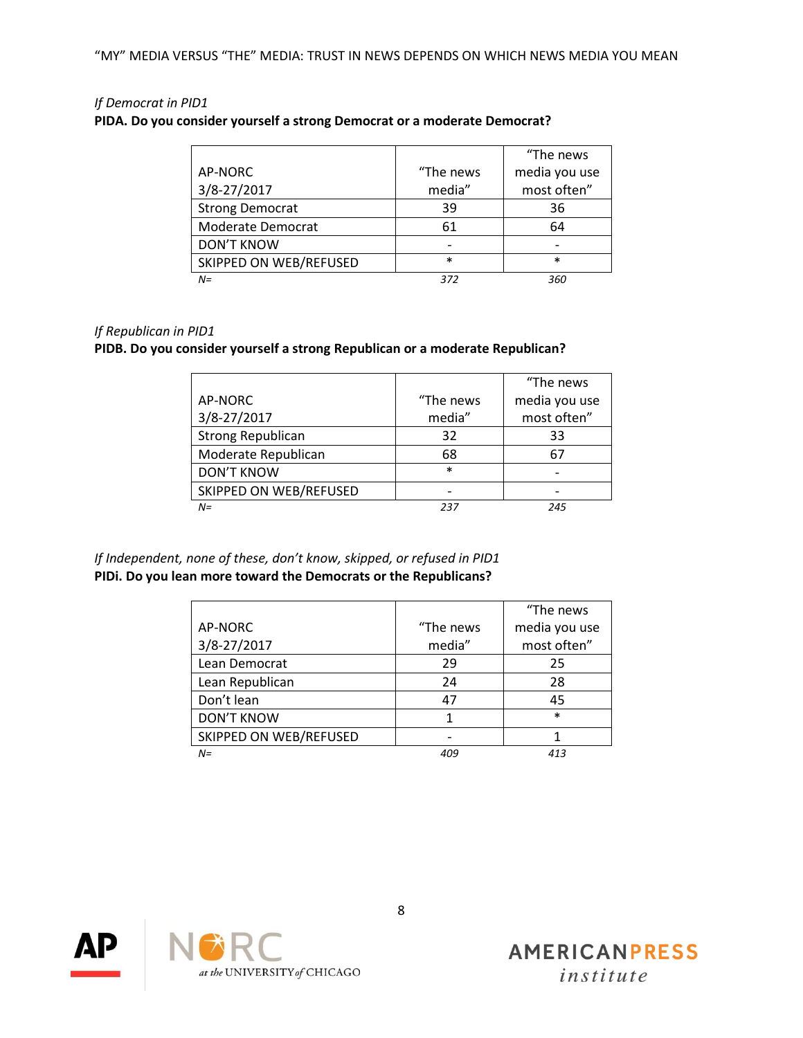*If Democrat in PID1*

**PIDA. Do you consider yourself a strong Democrat or a moderate Democrat?**

| AP-NORC 3/8-27/2017 | "The news media" | "The news media you use most often" |
|---|---|---|
| Strong Democrat | 39 | 36 |
| Moderate Democrat | 61 | 64 |
| DON'T KNOW | - | - |
| SKIPPED ON WEB/REFUSED | * | * |
| *N=* | *372* | *360* |

*If Republican in PID1*

**PIDB. Do you consider yourself a strong Republican or a moderate Republican?**

| AP-NORC 3/8-27/2017 | "The news media" | "The news media you use most often" |
|---|---|---|
| Strong Republican | 32 | 33 |
| Moderate Republican | 68 | 67 |
| DON'T KNOW | * | - |
| SKIPPED ON WEB/REFUSED | - | - |
| *N=* | *237* | *245* |

*If Independent, none of these, don't know, skipped, or refused in PID1*

**PIDi. Do you lean more toward the Democrats or the Republicans?**

| AP-NORC 3/8-27/2017 | "The news media" | "The news media you use most often" |
|---|---|---|
| Lean Democrat | 29 | 25 |
| Lean Republican | 24 | 28 |
| Don't lean | 47 | 45 |
| DON'T KNOW | 1 | * |
| SKIPPED ON WEB/REFUSED | - | 1 |
| *N=* | *409* | *413* |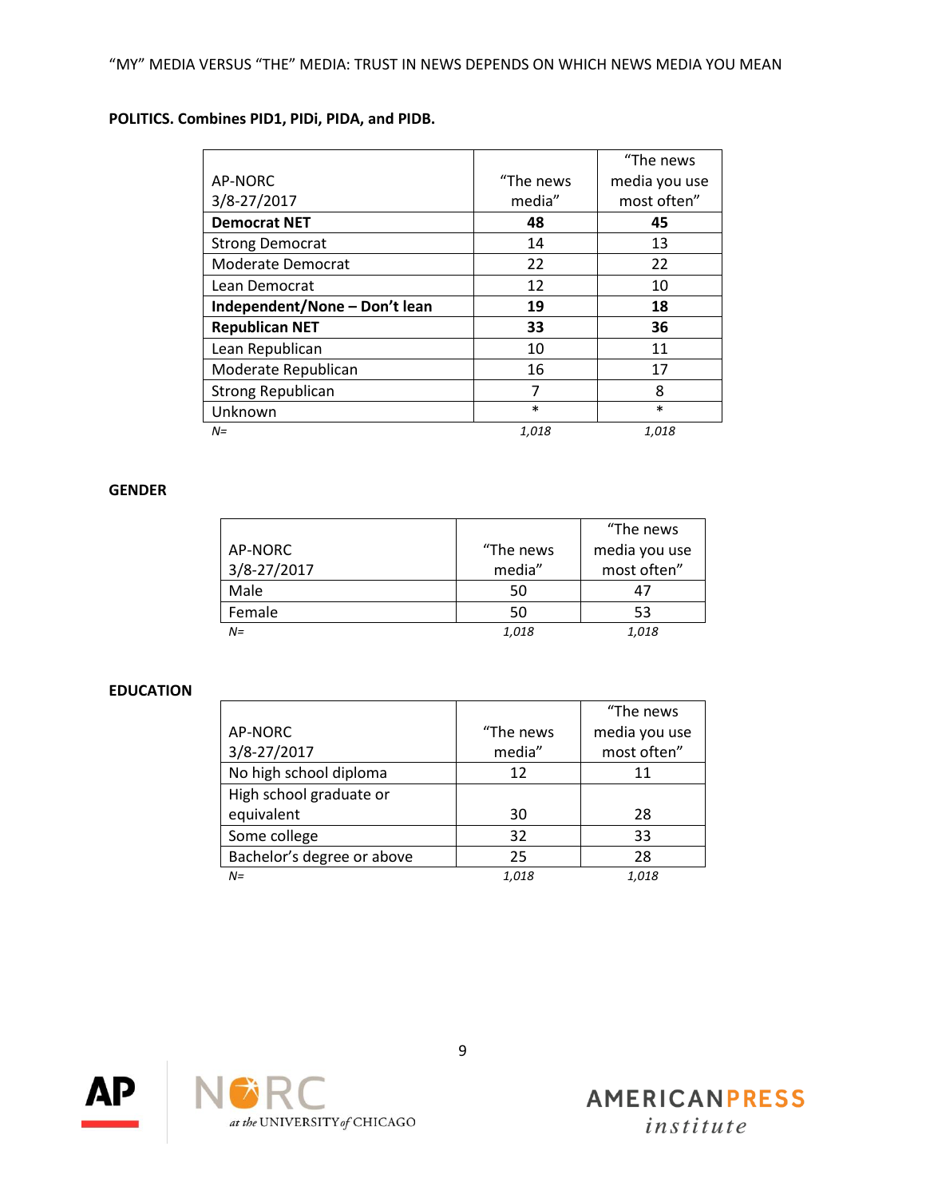**POLITICS. Combines PID1, PIDi, PIDA, and PIDB.**

| AP-NORC 3/8-27/2017 | "The news media" | "The news media you use most often" |
|---|---|---|
| **Democrat NET** | **48** | **45** |
| Strong Democrat | 14 | 13 |
| Moderate Democrat | 22 | 22 |
| Lean Democrat | 12 | 10 |
| **Independent/None – Don't lean** | **19** | **18** |
| **Republican NET** | **33** | **36** |
| Lean Republican | 10 | 11 |
| Moderate Republican | 16 | 17 |
| Strong Republican | 7 | 8 |
| Unknown | * | * |
| *N=* | *1,018* | *1,018* |

**GENDER**

| AP-NORC 3/8-27/2017 | "The news media" | "The news media you use most often" |
|---|---|---|
| Male | 50 | 47 |
| Female | 50 | 53 |
| *N=* | *1,018* | *1,018* |

**EDUCATION**

| AP-NORC 3/8-27/2017 | "The news media" | "The news media you use most often" |
|---|---|---|
| No high school diploma | 12 | 11 |
| High school graduate or equivalent | 30 | 28 |
| Some college | 32 | 33 |
| Bachelor's degree or above | 25 | 28 |
| *N=* | *1,018* | *1,018* |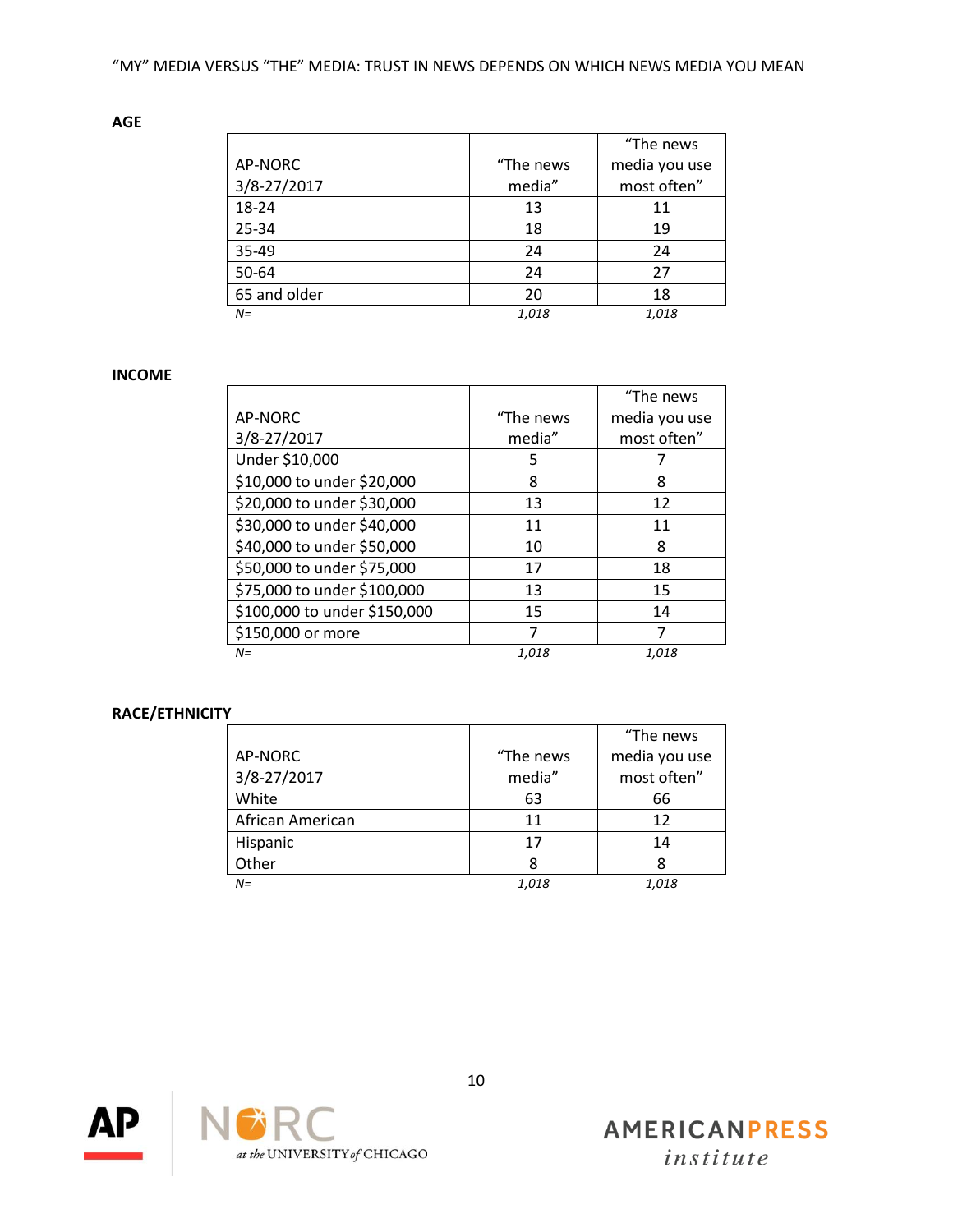**AGE**

| AP-NORC 3/8-27/2017 | "The news media" | "The news media you use most often" |
|---|---|---|
| 18-24 | 13 | 11 |
| 25-34 | 18 | 19 |
| 35-49 | 24 | 24 |
| 50-64 | 24 | 27 |
| 65 and older | 20 | 18 |
| *N=* | *1,018* | *1,018* |

**INCOME**

| AP-NORC 3/8-27/2017 | "The news media" | "The news media you use most often" |
|---|---|---|
| Under $10,000 | 5 | 7 |
| $10,000 to under $20,000 | 8 | 8 |
| $20,000 to under $30,000 | 13 | 12 |
| $30,000 to under $40,000 | 11 | 11 |
| $40,000 to under $50,000 | 10 | 8 |
| $50,000 to under $75,000 | 17 | 18 |
| $75,000 to under $100,000 | 13 | 15 |
| $100,000 to under $150,000 | 15 | 14 |
| $150,000 or more | 7 | 7 |
| *N=* | *1,018* | *1,018* |

**RACE/ETHNICITY**

| AP-NORC 3/8-27/2017 | "The news media" | "The news media you use most often" |
|---|---|---|
| White | 63 | 66 |
| African American | 11 | 12 |
| Hispanic | 17 | 14 |
| Other | 8 | 8 |
| *N=* | *1,018* | *1,018* |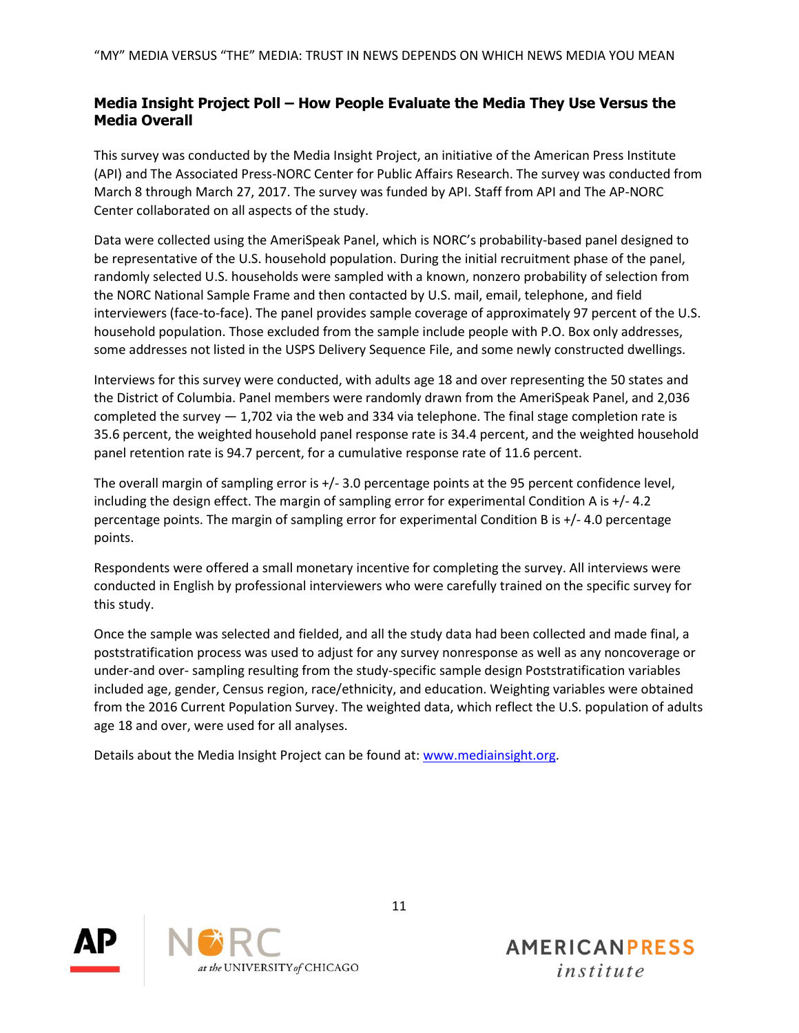## Media Insight Project Poll – How People Evaluate the Media They Use Versus the Media Overall

This survey was conducted by the Media Insight Project, an initiative of the American Press Institute (API) and The Associated Press-NORC Center for Public Affairs Research. The survey was conducted from March 8 through March 27, 2017. The survey was funded by API. Staff from API and The AP-NORC Center collaborated on all aspects of the study.

Data were collected using the AmeriSpeak Panel, which is NORC's probability-based panel designed to be representative of the U.S. household population. During the initial recruitment phase of the panel, randomly selected U.S. households were sampled with a known, nonzero probability of selection from the NORC National Sample Frame and then contacted by U.S. mail, email, telephone, and field interviewers (face-to-face). The panel provides sample coverage of approximately 97 percent of the U.S. household population. Those excluded from the sample include people with P.O. Box only addresses, some addresses not listed in the USPS Delivery Sequence File, and some newly constructed dwellings.

Interviews for this survey were conducted, with adults age 18 and over representing the 50 states and the District of Columbia. Panel members were randomly drawn from the AmeriSpeak Panel, and 2,036 completed the survey — 1,702 via the web and 334 via telephone. The final stage completion rate is 35.6 percent, the weighted household panel response rate is 34.4 percent, and the weighted household panel retention rate is 94.7 percent, for a cumulative response rate of 11.6 percent.

The overall margin of sampling error is +/- 3.0 percentage points at the 95 percent confidence level, including the design effect. The margin of sampling error for experimental Condition A is +/- 4.2 percentage points. The margin of sampling error for experimental Condition B is +/- 4.0 percentage points.

Respondents were offered a small monetary incentive for completing the survey. All interviews were conducted in English by professional interviewers who were carefully trained on the specific survey for this study.

Once the sample was selected and fielded, and all the study data had been collected and made final, a poststratification process was used to adjust for any survey nonresponse as well as any noncoverage or under-and over- sampling resulting from the study-specific sample design Poststratification variables included age, gender, Census region, race/ethnicity, and education. Weighting variables were obtained from the 2016 Current Population Survey. The weighted data, which reflect the U.S. population of adults age 18 and over, were used for all analyses.

Details about the Media Insight Project can be found at: www.mediainsight.org.